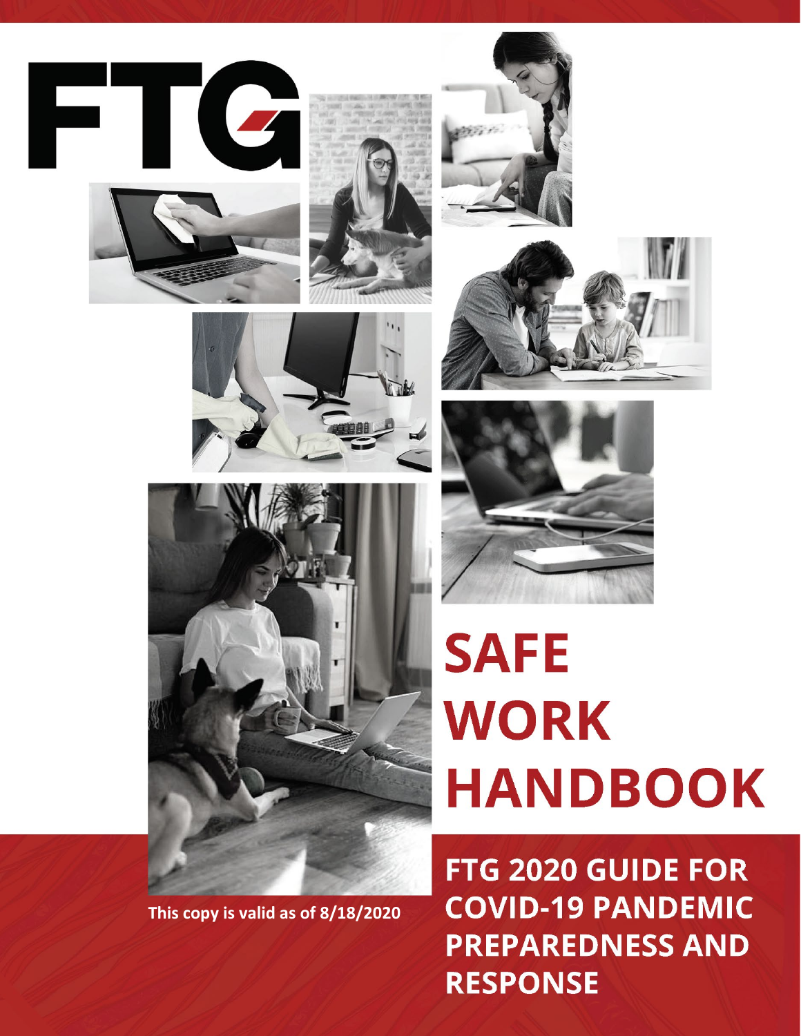FTG

# SAFE WORK HANDBOOK

## FTG 2020 GUIDE FOR COVID-19 PANDEMIC PREPAREDNESS AND RESPONSE

**This copy is valid as of 8/18/2020**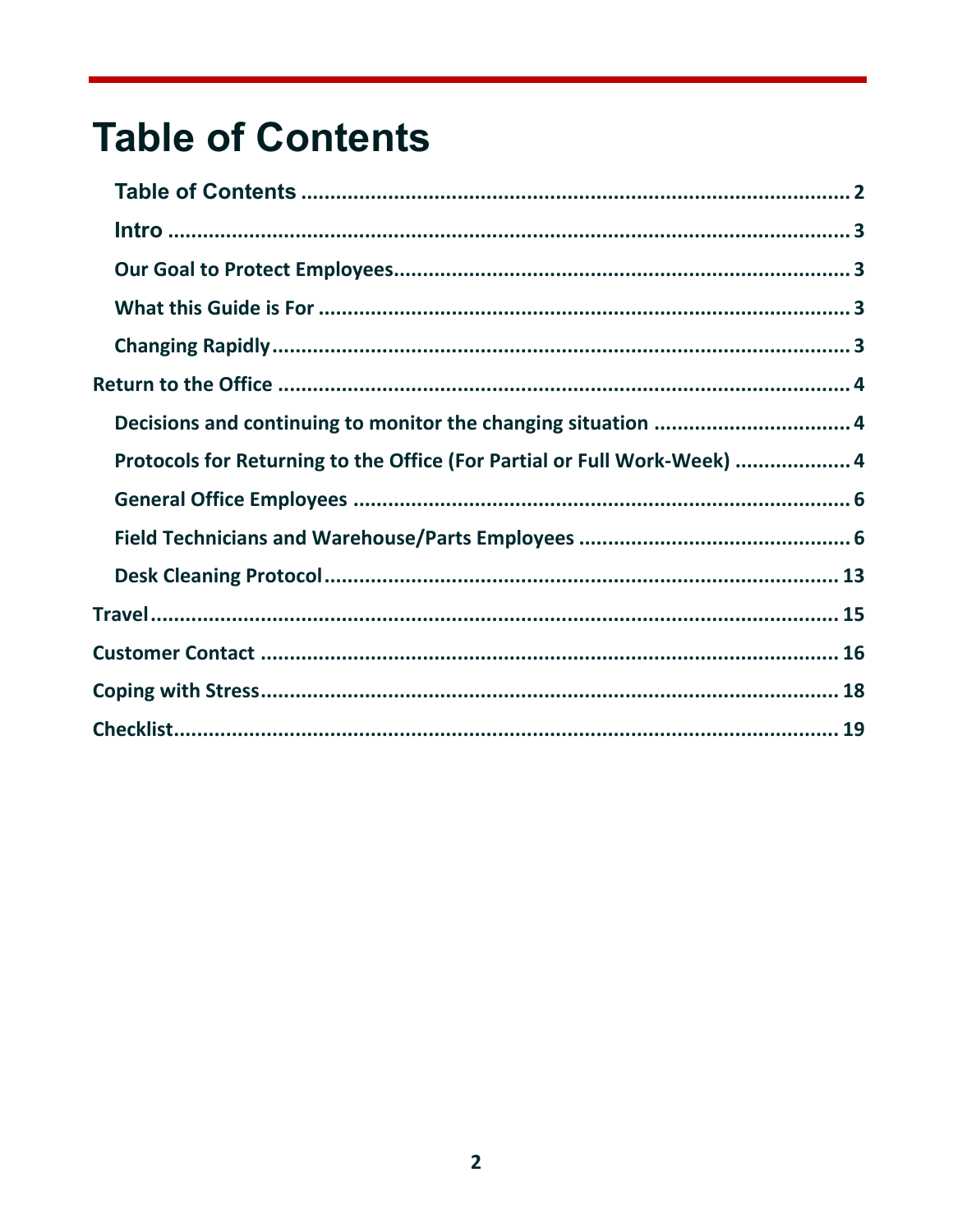# Table of Contents

- Table of Contents ..................................................................................... 2
  - Intro ..................................................................................... 3
  - Our Goal to Protect Employees..................................................................................... 3
  - What this Guide is For ..................................................................................... 3
  - Changing Rapidly..................................................................................... 3
- Return to the Office ..................................................................................... 4
  - Decisions and continuing to monitor the changing situation ..................................... 4
  - Protocols for Returning to the Office (For Partial or Full Work-Week) ..................... 4
  - General Office Employees ..................................................................................... 6
  - Field Technicians and Warehouse/Parts Employees ..................................................... 6
  - Desk Cleaning Protocol..................................................................................... 13
- Travel..................................................................................... 15
- Customer Contact ..................................................................................... 16
- Coping with Stress..................................................................................... 18
- Checklist..................................................................................... 19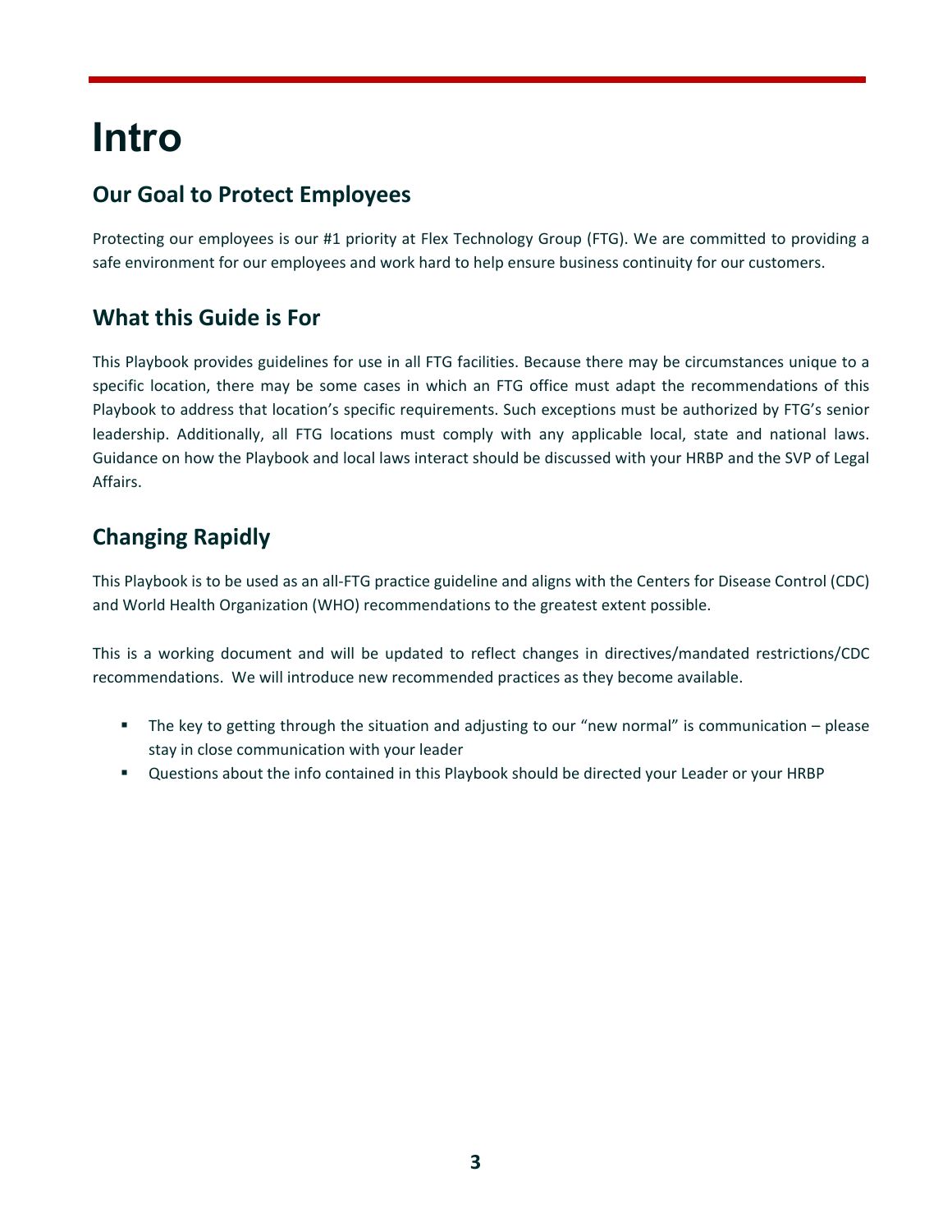# Intro

## Our Goal to Protect Employees

Protecting our employees is our #1 priority at Flex Technology Group (FTG). We are committed to providing a safe environment for our employees and work hard to help ensure business continuity for our customers.

## What this Guide is For

This Playbook provides guidelines for use in all FTG facilities. Because there may be circumstances unique to a specific location, there may be some cases in which an FTG office must adapt the recommendations of this Playbook to address that location's specific requirements. Such exceptions must be authorized by FTG's senior leadership. Additionally, all FTG locations must comply with any applicable local, state and national laws. Guidance on how the Playbook and local laws interact should be discussed with your HRBP and the SVP of Legal Affairs.

## Changing Rapidly

This Playbook is to be used as an all-FTG practice guideline and aligns with the Centers for Disease Control (CDC) and World Health Organization (WHO) recommendations to the greatest extent possible.

This is a working document and will be updated to reflect changes in directives/mandated restrictions/CDC recommendations. We will introduce new recommended practices as they become available.

- The key to getting through the situation and adjusting to our "new normal" is communication – please stay in close communication with your leader
- Questions about the info contained in this Playbook should be directed your Leader or your HRBP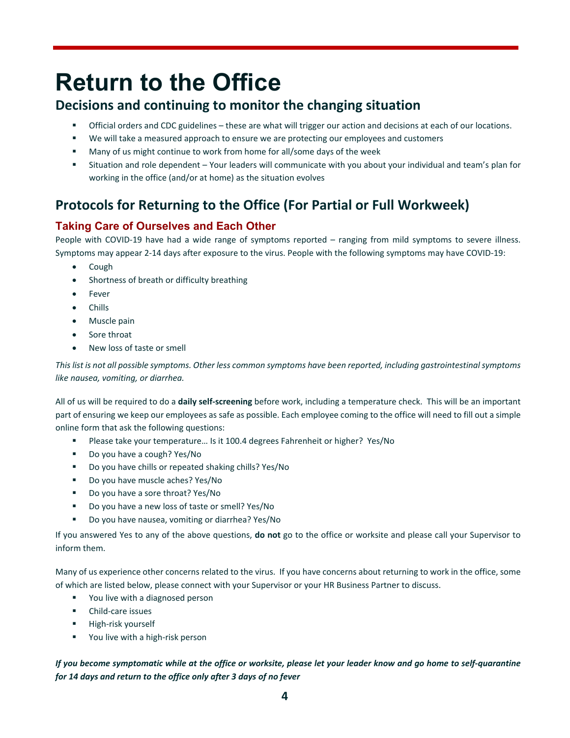# Return to the Office

## Decisions and continuing to monitor the changing situation

- Official orders and CDC guidelines – these are what will trigger our action and decisions at each of our locations.
- We will take a measured approach to ensure we are protecting our employees and customers
- Many of us might continue to work from home for all/some days of the week
- Situation and role dependent – Your leaders will communicate with you about your individual and team's plan for working in the office (and/or at home) as the situation evolves

## Protocols for Returning to the Office (For Partial or Full Workweek)

### Taking Care of Ourselves and Each Other

People with COVID-19 have had a wide range of symptoms reported – ranging from mild symptoms to severe illness. Symptoms may appear 2-14 days after exposure to the virus. People with the following symptoms may have COVID-19:

- Cough
- Shortness of breath or difficulty breathing
- Fever
- Chills
- Muscle pain
- Sore throat
- New loss of taste or smell

*This list is not all possible symptoms. Other less common symptoms have been reported, including gastrointestinal symptoms like nausea, vomiting, or diarrhea.*

All of us will be required to do a **daily self-screening** before work, including a temperature check. This will be an important part of ensuring we keep our employees as safe as possible. Each employee coming to the office will need to fill out a simple online form that ask the following questions:

- Please take your temperature… Is it 100.4 degrees Fahrenheit or higher? Yes/No
- Do you have a cough? Yes/No
- Do you have chills or repeated shaking chills? Yes/No
- Do you have muscle aches? Yes/No
- Do you have a sore throat? Yes/No
- Do you have a new loss of taste or smell? Yes/No
- Do you have nausea, vomiting or diarrhea? Yes/No

If you answered Yes to any of the above questions, **do not** go to the office or worksite and please call your Supervisor to inform them.

Many of us experience other concerns related to the virus. If you have concerns about returning to work in the office, some of which are listed below, please connect with your Supervisor or your HR Business Partner to discuss.

- You live with a diagnosed person
- Child-care issues
- High-risk yourself
- You live with a high-risk person

***If you become symptomatic while at the office or worksite, please let your leader know and go home to self-quarantine for 14 days and return to the office only after 3 days of no fever***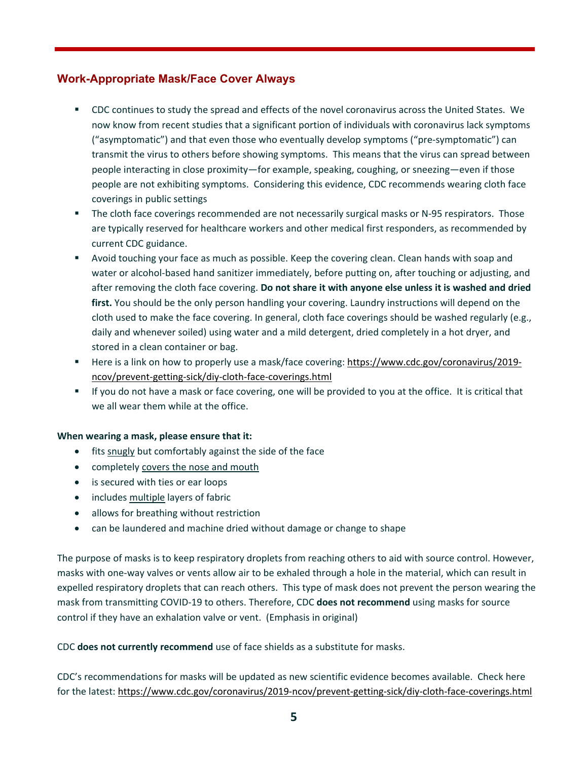## Work-Appropriate Mask/Face Cover Always

- CDC continues to study the spread and effects of the novel coronavirus across the United States. We now know from recent studies that a significant portion of individuals with coronavirus lack symptoms ("asymptomatic") and that even those who eventually develop symptoms ("pre-symptomatic") can transmit the virus to others before showing symptoms. This means that the virus can spread between people interacting in close proximity—for example, speaking, coughing, or sneezing—even if those people are not exhibiting symptoms. Considering this evidence, CDC recommends wearing cloth face coverings in public settings
- The cloth face coverings recommended are not necessarily surgical masks or N-95 respirators. Those are typically reserved for healthcare workers and other medical first responders, as recommended by current CDC guidance.
- Avoid touching your face as much as possible. Keep the covering clean. Clean hands with soap and water or alcohol-based hand sanitizer immediately, before putting on, after touching or adjusting, and after removing the cloth face covering. **Do not share it with anyone else unless it is washed and dried first.** You should be the only person handling your covering. Laundry instructions will depend on the cloth used to make the face covering. In general, cloth face coverings should be washed regularly (e.g., daily and whenever soiled) using water and a mild detergent, dried completely in a hot dryer, and stored in a clean container or bag.
- Here is a link on how to properly use a mask/face covering: https://www.cdc.gov/coronavirus/2019-ncov/prevent-getting-sick/diy-cloth-face-coverings.html
- If you do not have a mask or face covering, one will be provided to you at the office. It is critical that we all wear them while at the office.

**When wearing a mask, please ensure that it:**

- fits snugly but comfortably against the side of the face
- completely covers the nose and mouth
- is secured with ties or ear loops
- includes multiple layers of fabric
- allows for breathing without restriction
- can be laundered and machine dried without damage or change to shape

The purpose of masks is to keep respiratory droplets from reaching others to aid with source control. However, masks with one-way valves or vents allow air to be exhaled through a hole in the material, which can result in expelled respiratory droplets that can reach others. This type of mask does not prevent the person wearing the mask from transmitting COVID-19 to others. Therefore, CDC **does not recommend** using masks for source control if they have an exhalation valve or vent. (Emphasis in original)

CDC **does not currently recommend** use of face shields as a substitute for masks.

CDC's recommendations for masks will be updated as new scientific evidence becomes available. Check here for the latest: https://www.cdc.gov/coronavirus/2019-ncov/prevent-getting-sick/diy-cloth-face-coverings.html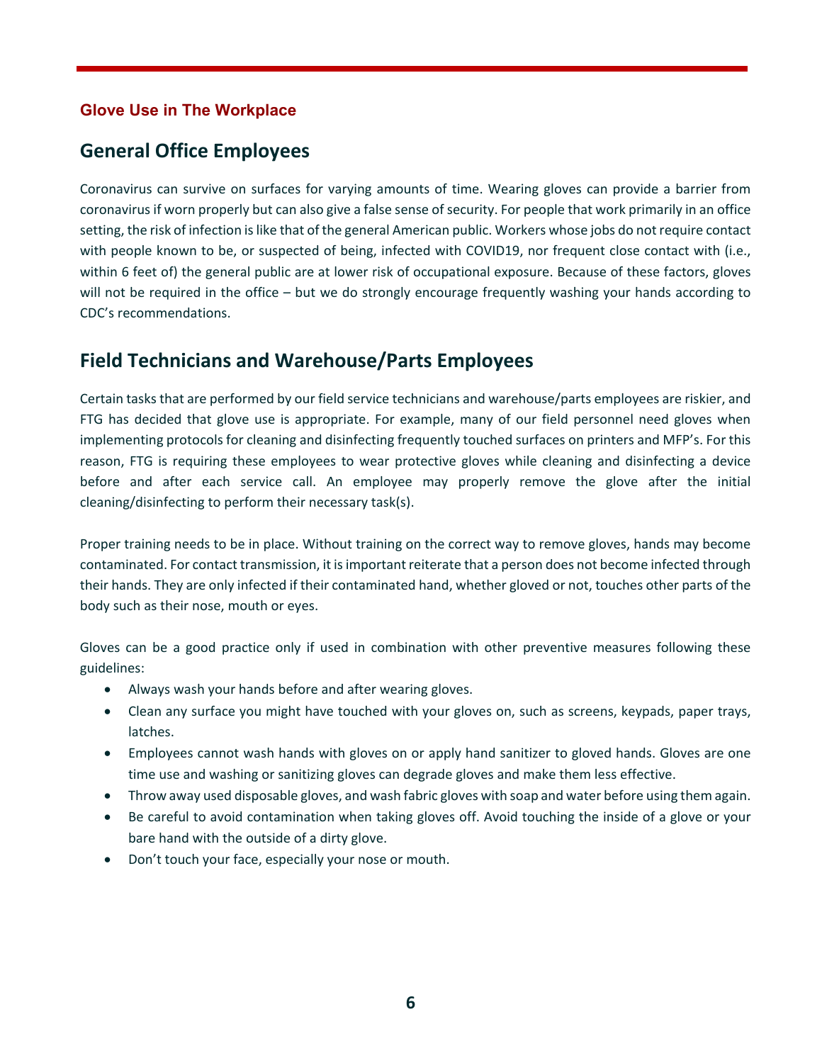### Glove Use in The Workplace

## General Office Employees

Coronavirus can survive on surfaces for varying amounts of time. Wearing gloves can provide a barrier from coronavirus if worn properly but can also give a false sense of security. For people that work primarily in an office setting, the risk of infection is like that of the general American public. Workers whose jobs do not require contact with people known to be, or suspected of being, infected with COVID19, nor frequent close contact with (i.e., within 6 feet of) the general public are at lower risk of occupational exposure. Because of these factors, gloves will not be required in the office – but we do strongly encourage frequently washing your hands according to CDC's recommendations.

## Field Technicians and Warehouse/Parts Employees

Certain tasks that are performed by our field service technicians and warehouse/parts employees are riskier, and FTG has decided that glove use is appropriate. For example, many of our field personnel need gloves when implementing protocols for cleaning and disinfecting frequently touched surfaces on printers and MFP's. For this reason, FTG is requiring these employees to wear protective gloves while cleaning and disinfecting a device before and after each service call. An employee may properly remove the glove after the initial cleaning/disinfecting to perform their necessary task(s).

Proper training needs to be in place. Without training on the correct way to remove gloves, hands may become contaminated. For contact transmission, it is important reiterate that a person does not become infected through their hands. They are only infected if their contaminated hand, whether gloved or not, touches other parts of the body such as their nose, mouth or eyes.

Gloves can be a good practice only if used in combination with other preventive measures following these guidelines:

- Always wash your hands before and after wearing gloves.
- Clean any surface you might have touched with your gloves on, such as screens, keypads, paper trays, latches.
- Employees cannot wash hands with gloves on or apply hand sanitizer to gloved hands. Gloves are one time use and washing or sanitizing gloves can degrade gloves and make them less effective.
- Throw away used disposable gloves, and wash fabric gloves with soap and water before using them again.
- Be careful to avoid contamination when taking gloves off. Avoid touching the inside of a glove or your bare hand with the outside of a dirty glove.
- Don't touch your face, especially your nose or mouth.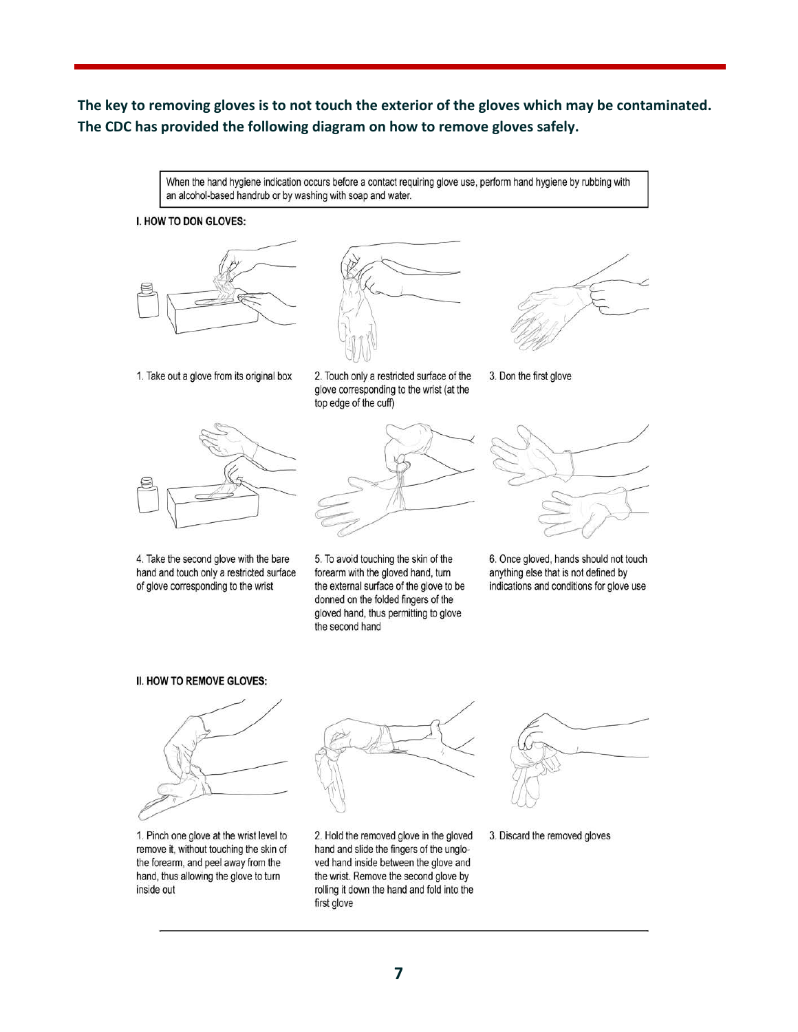**The key to removing gloves is to not touch the exterior of the gloves which may be contaminated. The CDC has provided the following diagram on how to remove gloves safely.**

When the hand hygiene indication occurs before a contact requiring glove use, perform hand hygiene by rubbing with an alcohol-based handrub or by washing with soap and water.

**I. HOW TO DON GLOVES:**

1. Take out a glove from its original box
2. Touch only a restricted surface of the glove corresponding to the wrist (at the top edge of the cuff)
3. Don the first glove
4. Take the second glove with the bare hand and touch only a restricted surface of glove corresponding to the wrist
5. To avoid touching the skin of the forearm with the gloved hand, turn the external surface of the glove to be donned on the folded fingers of the gloved hand, thus permitting to glove the second hand
6. Once gloved, hands should not touch anything else that is not defined by indications and conditions for glove use

**II. HOW TO REMOVE GLOVES:**

1. Pinch one glove at the wrist level to remove it, without touching the skin of the forearm, and peel away from the hand, thus allowing the glove to turn inside out
2. Hold the removed glove in the gloved hand and slide the fingers of the ungloved hand inside between the glove and the wrist. Remove the second glove by rolling it down the hand and fold into the first glove
3. Discard the removed gloves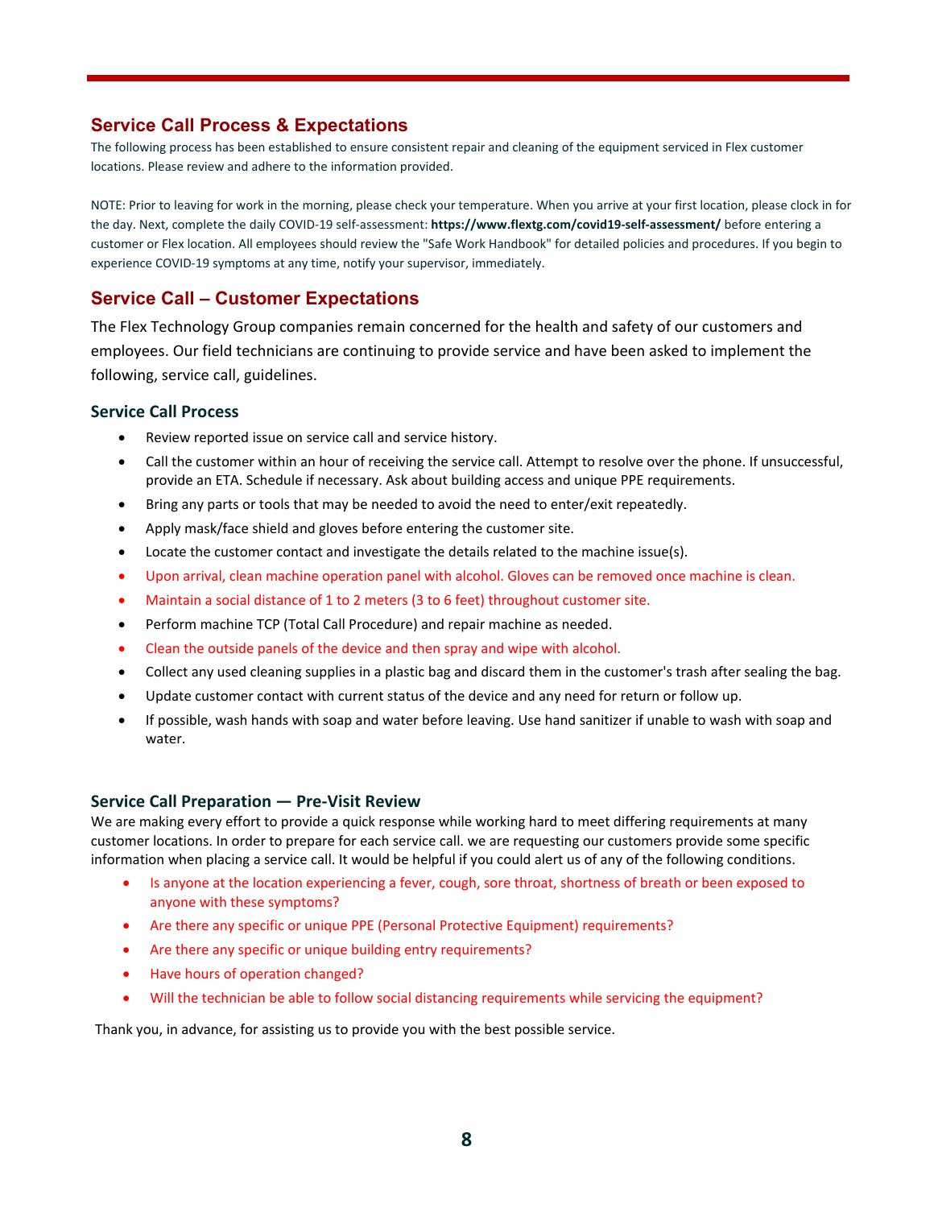## Service Call Process & Expectations

The following process has been established to ensure consistent repair and cleaning of the equipment serviced in Flex customer locations. Please review and adhere to the information provided.

NOTE: Prior to leaving for work in the morning, please check your temperature. When you arrive at your first location, please clock in for the day. Next, complete the daily COVID-19 self-assessment: **https://www.flextg.com/covid19-self-assessment/** before entering a customer or Flex location. All employees should review the "Safe Work Handbook" for detailed policies and procedures. If you begin to experience COVID-19 symptoms at any time, notify your supervisor, immediately.

## Service Call – Customer Expectations

The Flex Technology Group companies remain concerned for the health and safety of our customers and employees. Our field technicians are continuing to provide service and have been asked to implement the following, service call, guidelines.

### Service Call Process

- Review reported issue on service call and service history.
- Call the customer within an hour of receiving the service call. Attempt to resolve over the phone. If unsuccessful, provide an ETA. Schedule if necessary. Ask about building access and unique PPE requirements.
- Bring any parts or tools that may be needed to avoid the need to enter/exit repeatedly.
- Apply mask/face shield and gloves before entering the customer site.
- Locate the customer contact and investigate the details related to the machine issue(s).
- Upon arrival, clean machine operation panel with alcohol. Gloves can be removed once machine is clean.
- Maintain a social distance of 1 to 2 meters (3 to 6 feet) throughout customer site.
- Perform machine TCP (Total Call Procedure) and repair machine as needed.
- Clean the outside panels of the device and then spray and wipe with alcohol.
- Collect any used cleaning supplies in a plastic bag and discard them in the customer's trash after sealing the bag.
- Update customer contact with current status of the device and any need for return or follow up.
- If possible, wash hands with soap and water before leaving. Use hand sanitizer if unable to wash with soap and water.

### Service Call Preparation — Pre-Visit Review

We are making every effort to provide a quick response while working hard to meet differing requirements at many customer locations. In order to prepare for each service call. we are requesting our customers provide some specific information when placing a service call. It would be helpful if you could alert us of any of the following conditions.

- Is anyone at the location experiencing a fever, cough, sore throat, shortness of breath or been exposed to anyone with these symptoms?
- Are there any specific or unique PPE (Personal Protective Equipment) requirements?
- Are there any specific or unique building entry requirements?
- Have hours of operation changed?
- Will the technician be able to follow social distancing requirements while servicing the equipment?

Thank you, in advance, for assisting us to provide you with the best possible service.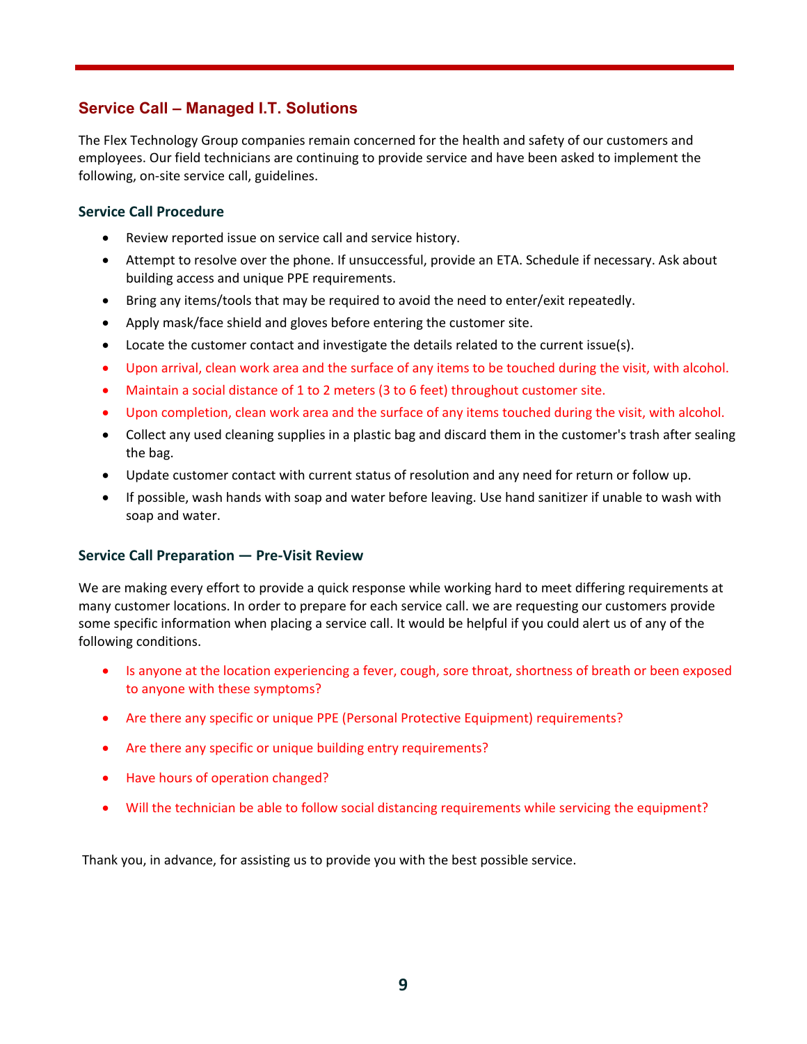## Service Call – Managed I.T. Solutions

The Flex Technology Group companies remain concerned for the health and safety of our customers and employees. Our field technicians are continuing to provide service and have been asked to implement the following, on-site service call, guidelines.

### Service Call Procedure

- Review reported issue on service call and service history.
- Attempt to resolve over the phone. If unsuccessful, provide an ETA. Schedule if necessary. Ask about building access and unique PPE requirements.
- Bring any items/tools that may be required to avoid the need to enter/exit repeatedly.
- Apply mask/face shield and gloves before entering the customer site.
- Locate the customer contact and investigate the details related to the current issue(s).
- Upon arrival, clean work area and the surface of any items to be touched during the visit, with alcohol.
- Maintain a social distance of 1 to 2 meters (3 to 6 feet) throughout customer site.
- Upon completion, clean work area and the surface of any items touched during the visit, with alcohol.
- Collect any used cleaning supplies in a plastic bag and discard them in the customer's trash after sealing the bag.
- Update customer contact with current status of resolution and any need for return or follow up.
- If possible, wash hands with soap and water before leaving. Use hand sanitizer if unable to wash with soap and water.

### Service Call Preparation — Pre-Visit Review

We are making every effort to provide a quick response while working hard to meet differing requirements at many customer locations. In order to prepare for each service call. we are requesting our customers provide some specific information when placing a service call. It would be helpful if you could alert us of any of the following conditions.

- Is anyone at the location experiencing a fever, cough, sore throat, shortness of breath or been exposed to anyone with these symptoms?
- Are there any specific or unique PPE (Personal Protective Equipment) requirements?
- Are there any specific or unique building entry requirements?
- Have hours of operation changed?
- Will the technician be able to follow social distancing requirements while servicing the equipment?

Thank you, in advance, for assisting us to provide you with the best possible service.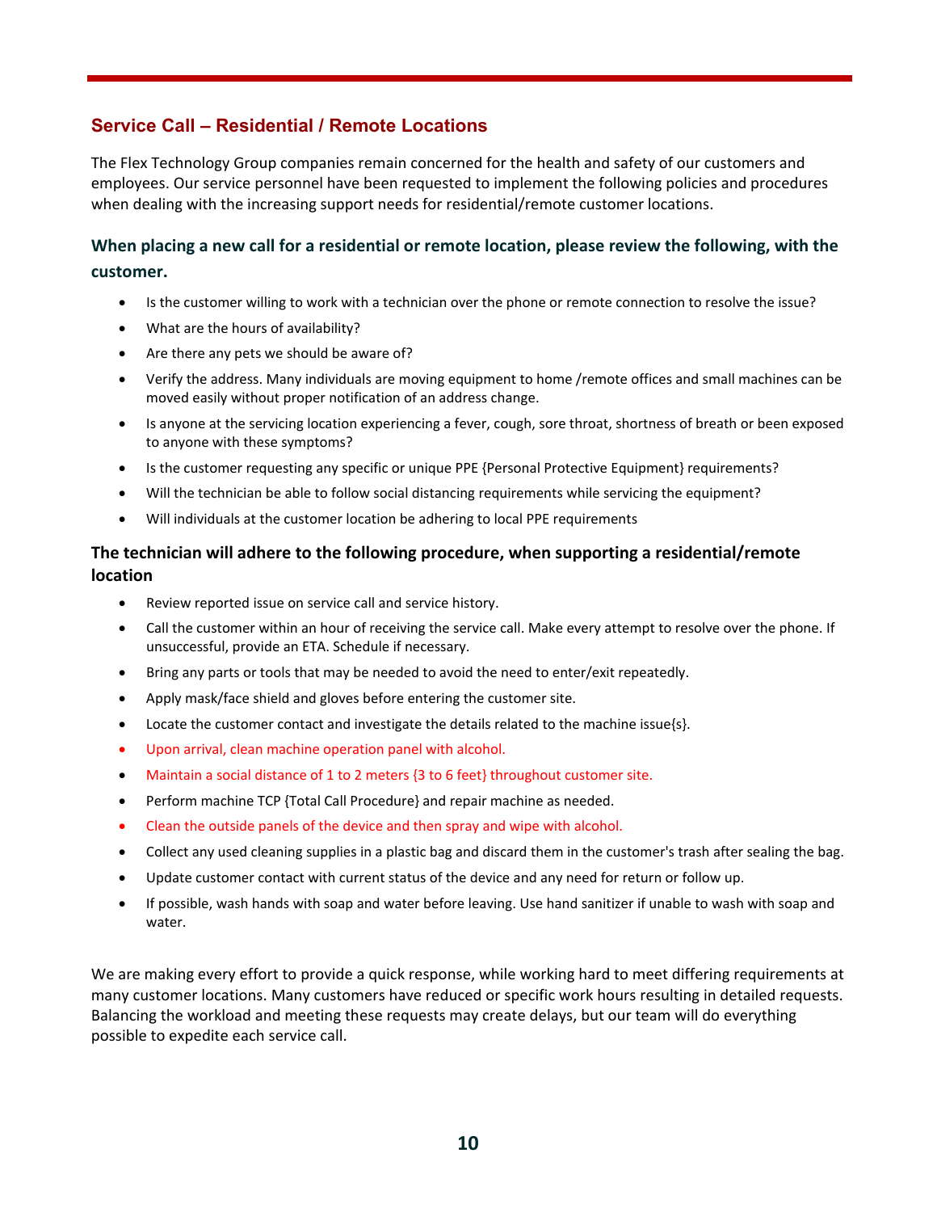## Service Call – Residential / Remote Locations

The Flex Technology Group companies remain concerned for the health and safety of our customers and employees. Our service personnel have been requested to implement the following policies and procedures when dealing with the increasing support needs for residential/remote customer locations.

### When placing a new call for a residential or remote location, please review the following, with the customer.

- Is the customer willing to work with a technician over the phone or remote connection to resolve the issue?
- What are the hours of availability?
- Are there any pets we should be aware of?
- Verify the address. Many individuals are moving equipment to home /remote offices and small machines can be moved easily without proper notification of an address change.
- Is anyone at the servicing location experiencing a fever, cough, sore throat, shortness of breath or been exposed to anyone with these symptoms?
- Is the customer requesting any specific or unique PPE {Personal Protective Equipment} requirements?
- Will the technician be able to follow social distancing requirements while servicing the equipment?
- Will individuals at the customer location be adhering to local PPE requirements

### The technician will adhere to the following procedure, when supporting a residential/remote location

- Review reported issue on service call and service history.
- Call the customer within an hour of receiving the service call. Make every attempt to resolve over the phone. If unsuccessful, provide an ETA. Schedule if necessary.
- Bring any parts or tools that may be needed to avoid the need to enter/exit repeatedly.
- Apply mask/face shield and gloves before entering the customer site.
- Locate the customer contact and investigate the details related to the machine issue{s}.
- Upon arrival, clean machine operation panel with alcohol.
- Maintain a social distance of 1 to 2 meters {3 to 6 feet} throughout customer site.
- Perform machine TCP {Total Call Procedure} and repair machine as needed.
- Clean the outside panels of the device and then spray and wipe with alcohol.
- Collect any used cleaning supplies in a plastic bag and discard them in the customer's trash after sealing the bag.
- Update customer contact with current status of the device and any need for return or follow up.
- If possible, wash hands with soap and water before leaving. Use hand sanitizer if unable to wash with soap and water.

We are making every effort to provide a quick response, while working hard to meet differing requirements at many customer locations. Many customers have reduced or specific work hours resulting in detailed requests. Balancing the workload and meeting these requests may create delays, but our team will do everything possible to expedite each service call.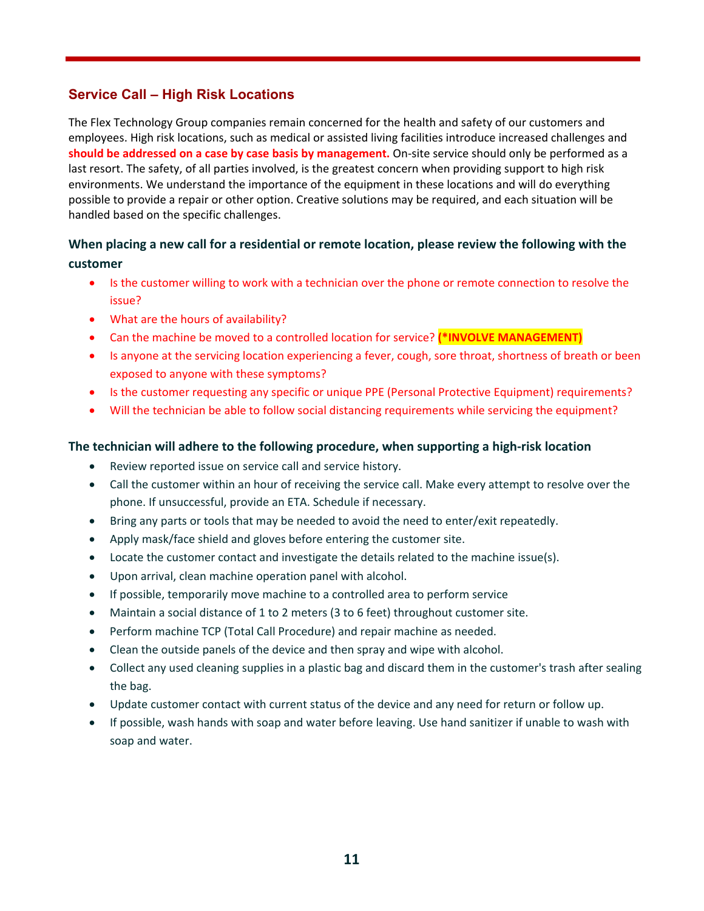## Service Call – High Risk Locations

The Flex Technology Group companies remain concerned for the health and safety of our customers and employees. High risk locations, such as medical or assisted living facilities introduce increased challenges and **should be addressed on a case by case basis by management.** On-site service should only be performed as a last resort. The safety, of all parties involved, is the greatest concern when providing support to high risk environments. We understand the importance of the equipment in these locations and will do everything possible to provide a repair or other option. Creative solutions may be required, and each situation will be handled based on the specific challenges.

### When placing a new call for a residential or remote location, please review the following with the customer

- Is the customer willing to work with a technician over the phone or remote connection to resolve the issue?
- What are the hours of availability?
- Can the machine be moved to a controlled location for service? **(*INVOLVE MANAGEMENT)**
- Is anyone at the servicing location experiencing a fever, cough, sore throat, shortness of breath or been exposed to anyone with these symptoms?
- Is the customer requesting any specific or unique PPE (Personal Protective Equipment) requirements?
- Will the technician be able to follow social distancing requirements while servicing the equipment?

### The technician will adhere to the following procedure, when supporting a high-risk location

- Review reported issue on service call and service history.
- Call the customer within an hour of receiving the service call. Make every attempt to resolve over the phone. If unsuccessful, provide an ETA. Schedule if necessary.
- Bring any parts or tools that may be needed to avoid the need to enter/exit repeatedly.
- Apply mask/face shield and gloves before entering the customer site.
- Locate the customer contact and investigate the details related to the machine issue(s).
- Upon arrival, clean machine operation panel with alcohol.
- If possible, temporarily move machine to a controlled area to perform service
- Maintain a social distance of 1 to 2 meters (3 to 6 feet) throughout customer site.
- Perform machine TCP (Total Call Procedure) and repair machine as needed.
- Clean the outside panels of the device and then spray and wipe with alcohol.
- Collect any used cleaning supplies in a plastic bag and discard them in the customer's trash after sealing the bag.
- Update customer contact with current status of the device and any need for return or follow up.
- If possible, wash hands with soap and water before leaving. Use hand sanitizer if unable to wash with soap and water.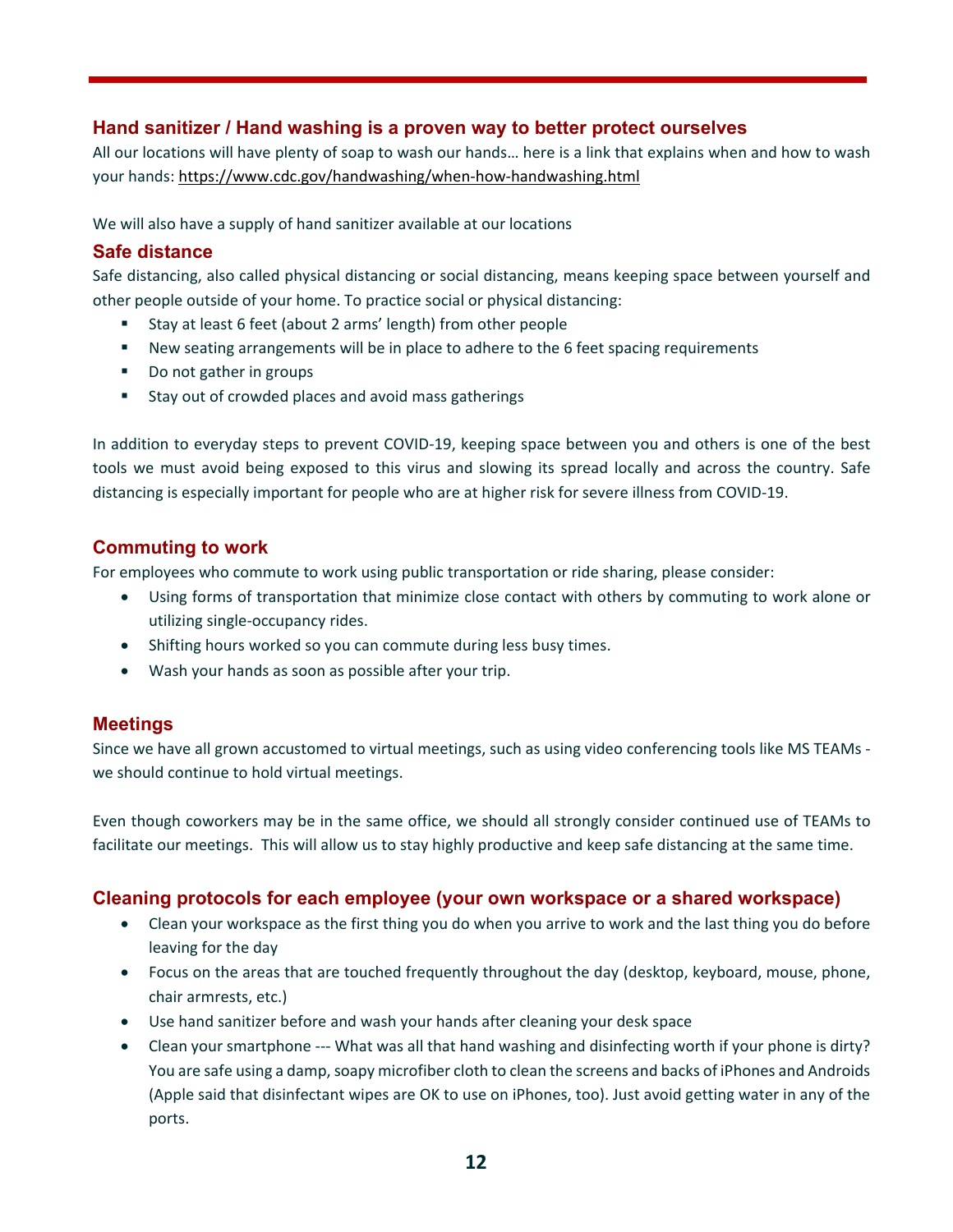## Hand sanitizer / Hand washing is a proven way to better protect ourselves

All our locations will have plenty of soap to wash our hands… here is a link that explains when and how to wash your hands: https://www.cdc.gov/handwashing/when-how-handwashing.html

We will also have a supply of hand sanitizer available at our locations

## Safe distance

Safe distancing, also called physical distancing or social distancing, means keeping space between yourself and other people outside of your home. To practice social or physical distancing:

- Stay at least 6 feet (about 2 arms' length) from other people
- New seating arrangements will be in place to adhere to the 6 feet spacing requirements
- Do not gather in groups
- Stay out of crowded places and avoid mass gatherings

In addition to everyday steps to prevent COVID-19, keeping space between you and others is one of the best tools we must avoid being exposed to this virus and slowing its spread locally and across the country. Safe distancing is especially important for people who are at higher risk for severe illness from COVID-19.

## Commuting to work

For employees who commute to work using public transportation or ride sharing, please consider:

- Using forms of transportation that minimize close contact with others by commuting to work alone or utilizing single-occupancy rides.
- Shifting hours worked so you can commute during less busy times.
- Wash your hands as soon as possible after your trip.

## Meetings

Since we have all grown accustomed to virtual meetings, such as using video conferencing tools like MS TEAMs - we should continue to hold virtual meetings.

Even though coworkers may be in the same office, we should all strongly consider continued use of TEAMs to facilitate our meetings. This will allow us to stay highly productive and keep safe distancing at the same time.

## Cleaning protocols for each employee (your own workspace or a shared workspace)

- Clean your workspace as the first thing you do when you arrive to work and the last thing you do before leaving for the day
- Focus on the areas that are touched frequently throughout the day (desktop, keyboard, mouse, phone, chair armrests, etc.)
- Use hand sanitizer before and wash your hands after cleaning your desk space
- Clean your smartphone --- What was all that hand washing and disinfecting worth if your phone is dirty? You are safe using a damp, soapy microfiber cloth to clean the screens and backs of iPhones and Androids (Apple said that disinfectant wipes are OK to use on iPhones, too). Just avoid getting water in any of the ports.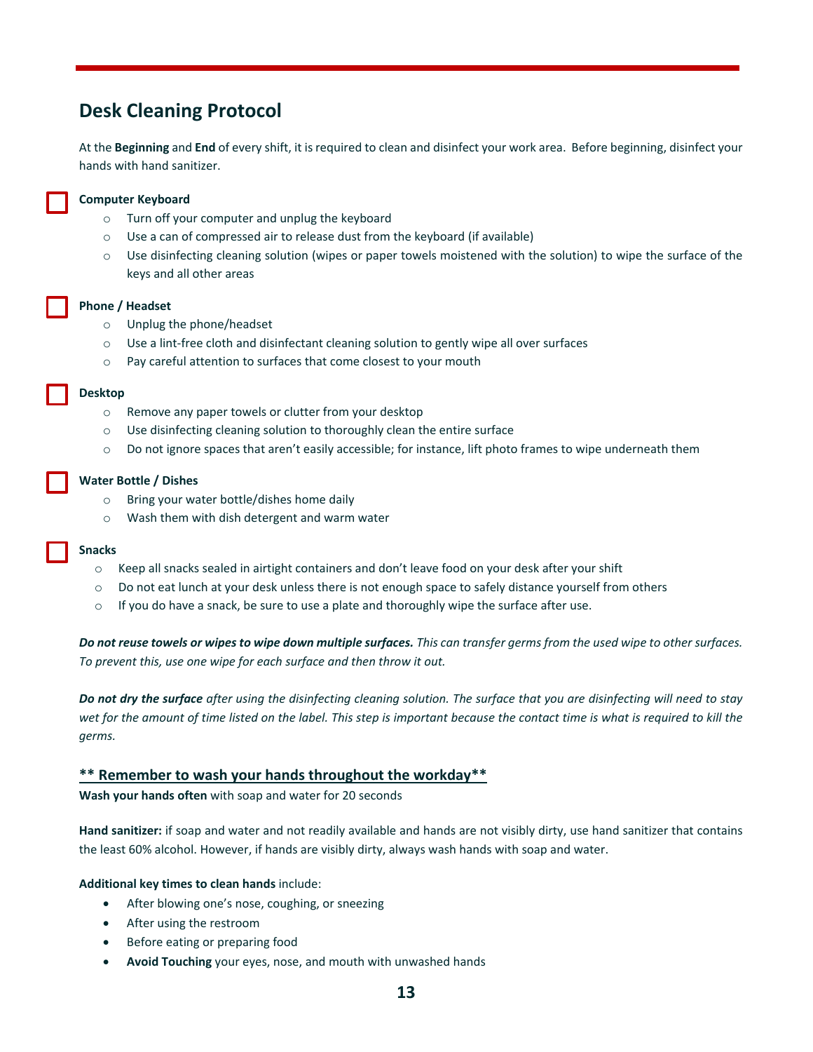## Desk Cleaning Protocol

At the **Beginning** and **End** of every shift, it is required to clean and disinfect your work area. Before beginning, disinfect your hands with hand sanitizer.

- [ ] **Computer Keyboard**
  - Turn off your computer and unplug the keyboard
  - Use a can of compressed air to release dust from the keyboard (if available)
  - Use disinfecting cleaning solution (wipes or paper towels moistened with the solution) to wipe the surface of the keys and all other areas

- [ ] **Phone / Headset**
  - Unplug the phone/headset
  - Use a lint-free cloth and disinfectant cleaning solution to gently wipe all over surfaces
  - Pay careful attention to surfaces that come closest to your mouth

- [ ] **Desktop**
  - Remove any paper towels or clutter from your desktop
  - Use disinfecting cleaning solution to thoroughly clean the entire surface
  - Do not ignore spaces that aren't easily accessible; for instance, lift photo frames to wipe underneath them

- [ ] **Water Bottle / Dishes**
  - Bring your water bottle/dishes home daily
  - Wash them with dish detergent and warm water

- [ ] **Snacks**
  - Keep all snacks sealed in airtight containers and don't leave food on your desk after your shift
  - Do not eat lunch at your desk unless there is not enough space to safely distance yourself from others
  - If you do have a snack, be sure to use a plate and thoroughly wipe the surface after use.

***Do not reuse towels or wipes to wipe down multiple surfaces.*** *This can transfer germs from the used wipe to other surfaces. To prevent this, use one wipe for each surface and then throw it out.*

***Do not dry the surface*** *after using the disinfecting cleaning solution. The surface that you are disinfecting will need to stay wet for the amount of time listed on the label. This step is important because the contact time is what is required to kill the germs.*

### ** Remember to wash your hands throughout the workday**

**Wash your hands often** with soap and water for 20 seconds

**Hand sanitizer:** if soap and water and not readily available and hands are not visibly dirty, use hand sanitizer that contains the least 60% alcohol. However, if hands are visibly dirty, always wash hands with soap and water.

**Additional key times to clean hands** include:

- After blowing one's nose, coughing, or sneezing
- After using the restroom
- Before eating or preparing food
- **Avoid Touching** your eyes, nose, and mouth with unwashed hands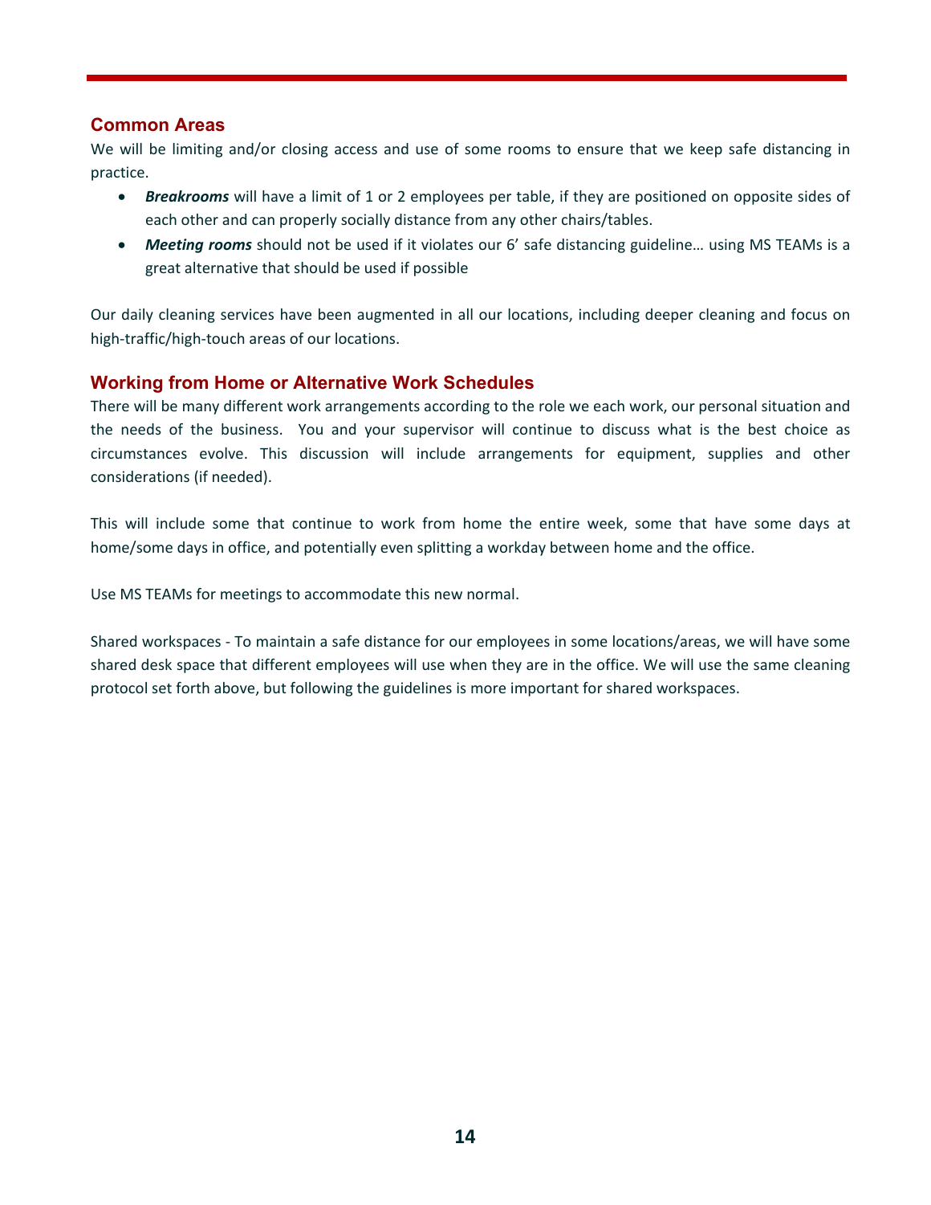## Common Areas

We will be limiting and/or closing access and use of some rooms to ensure that we keep safe distancing in practice.

- ***Breakrooms*** will have a limit of 1 or 2 employees per table, if they are positioned on opposite sides of each other and can properly socially distance from any other chairs/tables.
- ***Meeting rooms*** should not be used if it violates our 6' safe distancing guideline… using MS TEAMs is a great alternative that should be used if possible

Our daily cleaning services have been augmented in all our locations, including deeper cleaning and focus on high-traffic/high-touch areas of our locations.

## Working from Home or Alternative Work Schedules

There will be many different work arrangements according to the role we each work, our personal situation and the needs of the business. You and your supervisor will continue to discuss what is the best choice as circumstances evolve. This discussion will include arrangements for equipment, supplies and other considerations (if needed).

This will include some that continue to work from home the entire week, some that have some days at home/some days in office, and potentially even splitting a workday between home and the office.

Use MS TEAMs for meetings to accommodate this new normal.

Shared workspaces - To maintain a safe distance for our employees in some locations/areas, we will have some shared desk space that different employees will use when they are in the office. We will use the same cleaning protocol set forth above, but following the guidelines is more important for shared workspaces.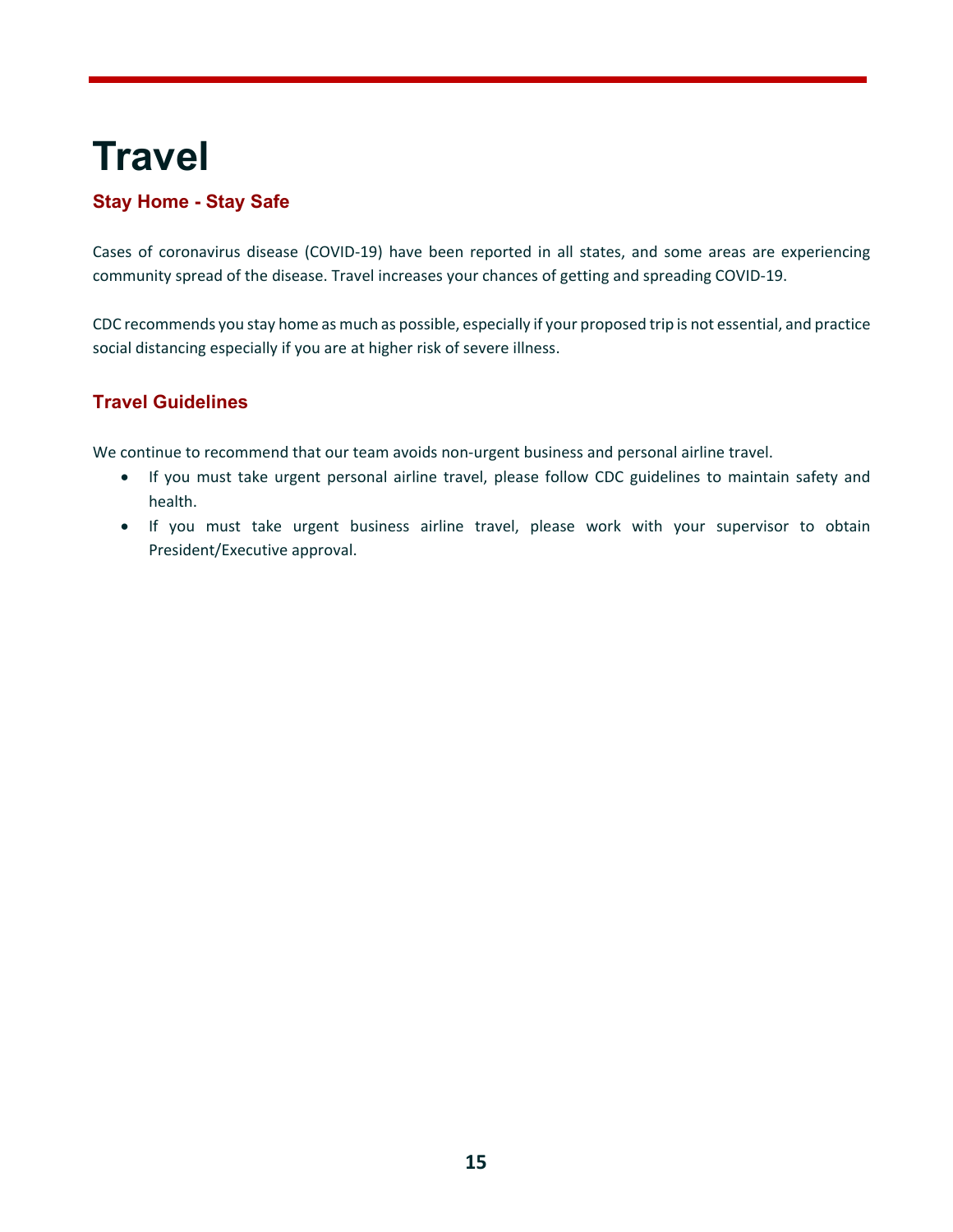# Travel

## Stay Home - Stay Safe

Cases of coronavirus disease (COVID-19) have been reported in all states, and some areas are experiencing community spread of the disease. Travel increases your chances of getting and spreading COVID-19.

CDC recommends you stay home as much as possible, especially if your proposed trip is not essential, and practice social distancing especially if you are at higher risk of severe illness.

## Travel Guidelines

We continue to recommend that our team avoids non-urgent business and personal airline travel.

- If you must take urgent personal airline travel, please follow CDC guidelines to maintain safety and health.
- If you must take urgent business airline travel, please work with your supervisor to obtain President/Executive approval.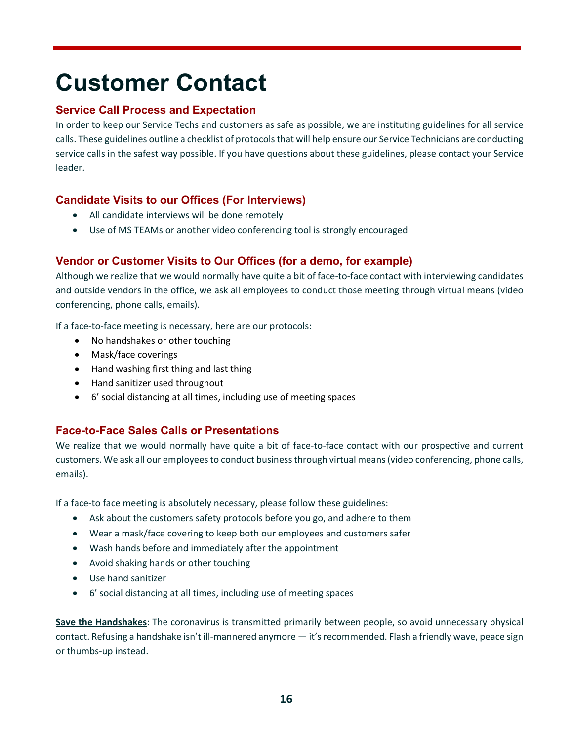# Customer Contact

### Service Call Process and Expectation

In order to keep our Service Techs and customers as safe as possible, we are instituting guidelines for all service calls. These guidelines outline a checklist of protocols that will help ensure our Service Technicians are conducting service calls in the safest way possible. If you have questions about these guidelines, please contact your Service leader.

### Candidate Visits to our Offices (For Interviews)

- All candidate interviews will be done remotely
- Use of MS TEAMs or another video conferencing tool is strongly encouraged

### Vendor or Customer Visits to Our Offices (for a demo, for example)

Although we realize that we would normally have quite a bit of face-to-face contact with interviewing candidates and outside vendors in the office, we ask all employees to conduct those meeting through virtual means (video conferencing, phone calls, emails).

If a face-to-face meeting is necessary, here are our protocols:

- No handshakes or other touching
- Mask/face coverings
- Hand washing first thing and last thing
- Hand sanitizer used throughout
- 6' social distancing at all times, including use of meeting spaces

### Face-to-Face Sales Calls or Presentations

We realize that we would normally have quite a bit of face-to-face contact with our prospective and current customers. We ask all our employees to conduct business through virtual means (video conferencing, phone calls, emails).

If a face-to face meeting is absolutely necessary, please follow these guidelines:

- Ask about the customers safety protocols before you go, and adhere to them
- Wear a mask/face covering to keep both our employees and customers safer
- Wash hands before and immediately after the appointment
- Avoid shaking hands or other touching
- Use hand sanitizer
- 6' social distancing at all times, including use of meeting spaces

**Save the Handshakes**: The coronavirus is transmitted primarily between people, so avoid unnecessary physical contact. Refusing a handshake isn't ill-mannered anymore — it's recommended. Flash a friendly wave, peace sign or thumbs-up instead.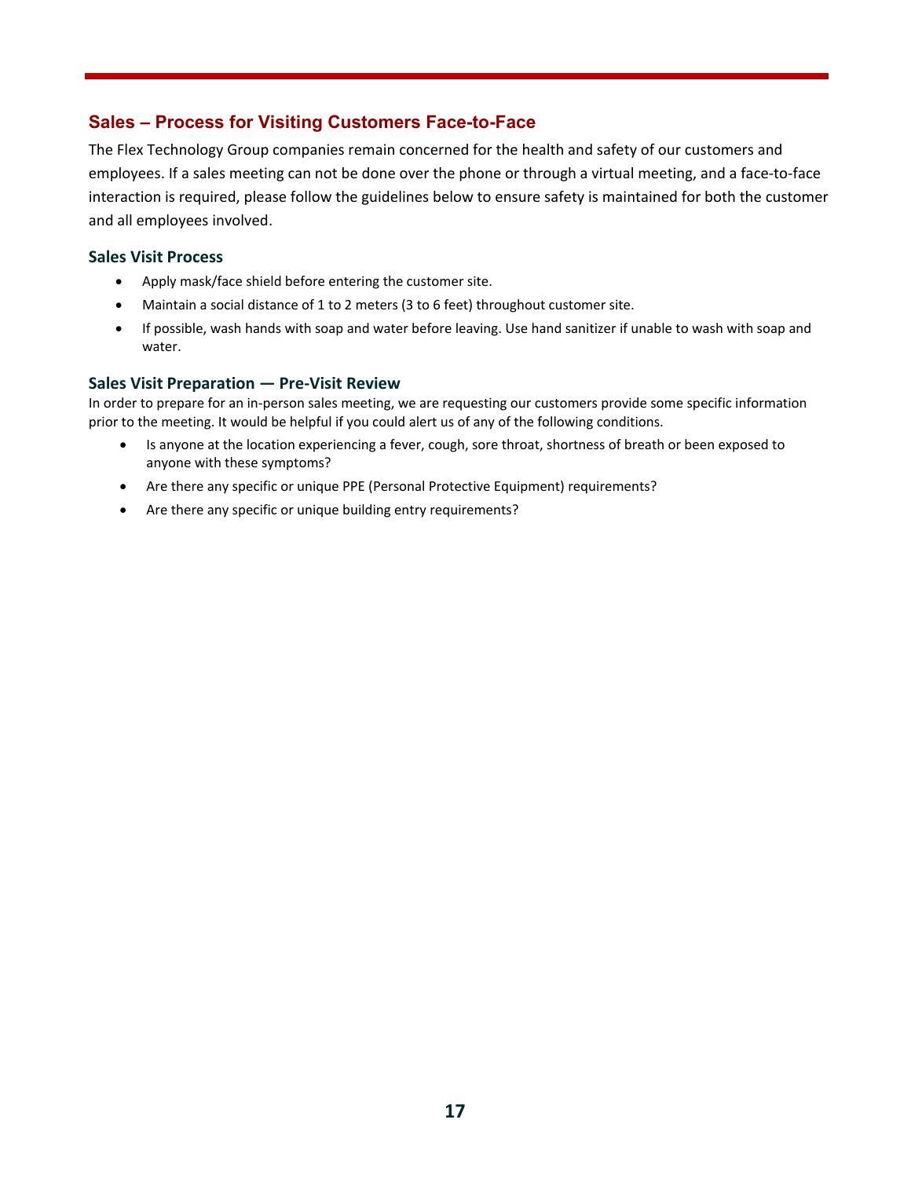## Sales – Process for Visiting Customers Face-to-Face

The Flex Technology Group companies remain concerned for the health and safety of our customers and employees. If a sales meeting can not be done over the phone or through a virtual meeting, and a face-to-face interaction is required, please follow the guidelines below to ensure safety is maintained for both the customer and all employees involved.

### Sales Visit Process

- Apply mask/face shield before entering the customer site.
- Maintain a social distance of 1 to 2 meters (3 to 6 feet) throughout customer site.
- If possible, wash hands with soap and water before leaving. Use hand sanitizer if unable to wash with soap and water.

### Sales Visit Preparation — Pre-Visit Review

In order to prepare for an in-person sales meeting, we are requesting our customers provide some specific information prior to the meeting. It would be helpful if you could alert us of any of the following conditions.

- Is anyone at the location experiencing a fever, cough, sore throat, shortness of breath or been exposed to anyone with these symptoms?
- Are there any specific or unique PPE (Personal Protective Equipment) requirements?
- Are there any specific or unique building entry requirements?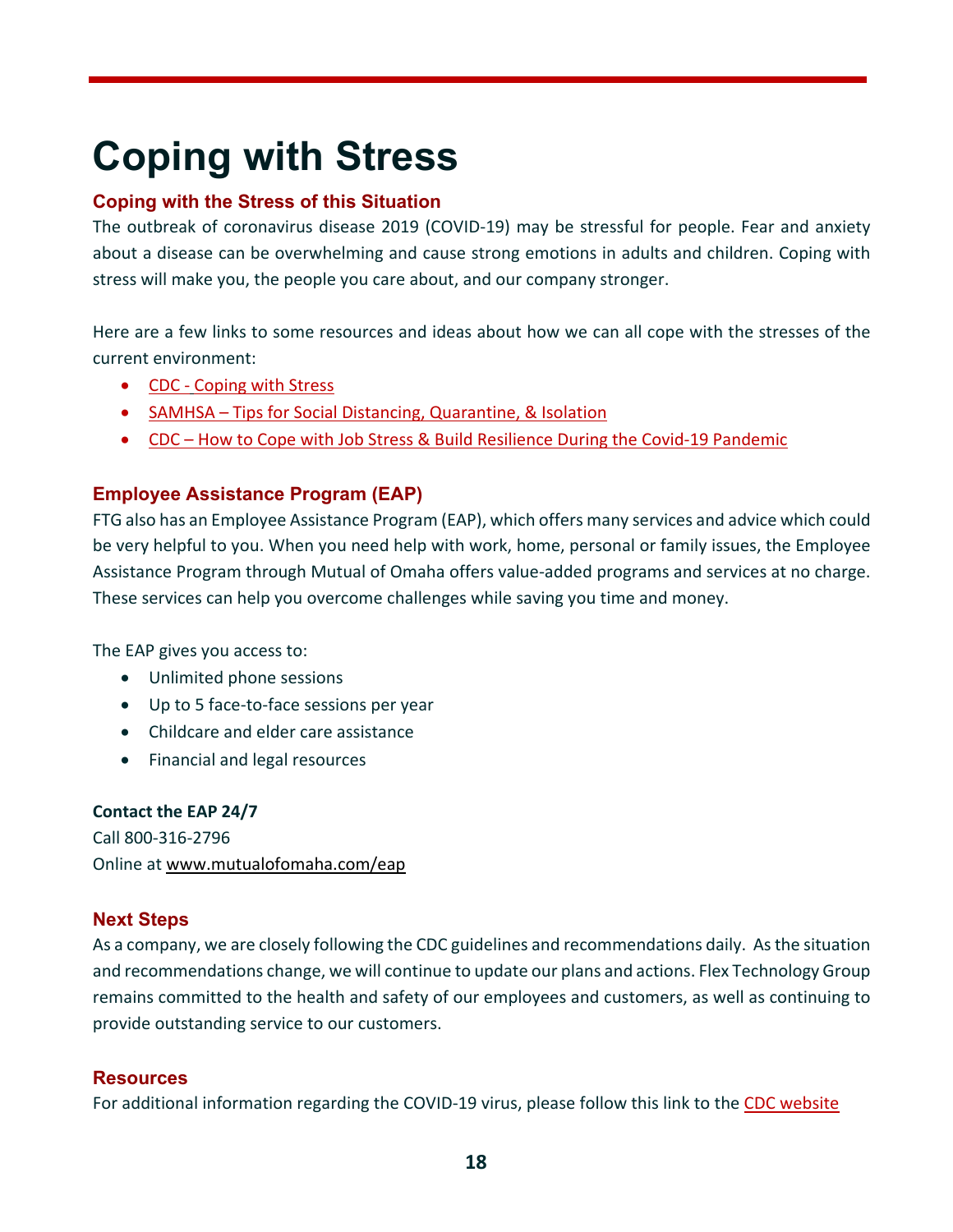# Coping with Stress

## Coping with the Stress of this Situation

The outbreak of coronavirus disease 2019 (COVID-19) may be stressful for people. Fear and anxiety about a disease can be overwhelming and cause strong emotions in adults and children. Coping with stress will make you, the people you care about, and our company stronger.

Here are a few links to some resources and ideas about how we can all cope with the stresses of the current environment:

- CDC - Coping with Stress
- SAMHSA – Tips for Social Distancing, Quarantine, & Isolation
- CDC – How to Cope with Job Stress & Build Resilience During the Covid-19 Pandemic

## Employee Assistance Program (EAP)

FTG also has an Employee Assistance Program (EAP), which offers many services and advice which could be very helpful to you. When you need help with work, home, personal or family issues, the Employee Assistance Program through Mutual of Omaha offers value-added programs and services at no charge. These services can help you overcome challenges while saving you time and money.

The EAP gives you access to:

- Unlimited phone sessions
- Up to 5 face-to-face sessions per year
- Childcare and elder care assistance
- Financial and legal resources

**Contact the EAP 24/7**
Call 800-316-2796
Online at www.mutualofomaha.com/eap

## Next Steps

As a company, we are closely following the CDC guidelines and recommendations daily. As the situation and recommendations change, we will continue to update our plans and actions. Flex Technology Group remains committed to the health and safety of our employees and customers, as well as continuing to provide outstanding service to our customers.

## Resources

For additional information regarding the COVID-19 virus, please follow this link to the CDC website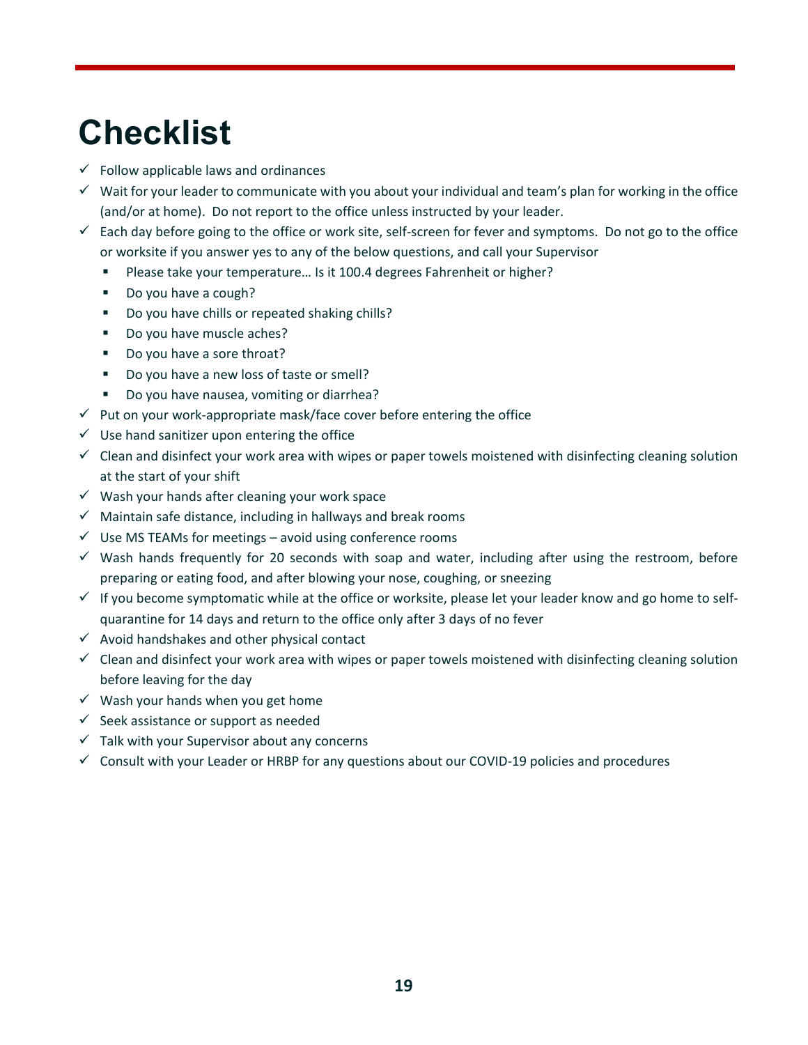# Checklist

- ✓ Follow applicable laws and ordinances
- ✓ Wait for your leader to communicate with you about your individual and team's plan for working in the office (and/or at home). Do not report to the office unless instructed by your leader.
- ✓ Each day before going to the office or work site, self-screen for fever and symptoms. Do not go to the office or worksite if you answer yes to any of the below questions, and call your Supervisor
  - Please take your temperature… Is it 100.4 degrees Fahrenheit or higher?
  - Do you have a cough?
  - Do you have chills or repeated shaking chills?
  - Do you have muscle aches?
  - Do you have a sore throat?
  - Do you have a new loss of taste or smell?
  - Do you have nausea, vomiting or diarrhea?
- ✓ Put on your work-appropriate mask/face cover before entering the office
- ✓ Use hand sanitizer upon entering the office
- ✓ Clean and disinfect your work area with wipes or paper towels moistened with disinfecting cleaning solution at the start of your shift
- ✓ Wash your hands after cleaning your work space
- ✓ Maintain safe distance, including in hallways and break rooms
- ✓ Use MS TEAMs for meetings – avoid using conference rooms
- ✓ Wash hands frequently for 20 seconds with soap and water, including after using the restroom, before preparing or eating food, and after blowing your nose, coughing, or sneezing
- ✓ If you become symptomatic while at the office or worksite, please let your leader know and go home to self-quarantine for 14 days and return to the office only after 3 days of no fever
- ✓ Avoid handshakes and other physical contact
- ✓ Clean and disinfect your work area with wipes or paper towels moistened with disinfecting cleaning solution before leaving for the day
- ✓ Wash your hands when you get home
- ✓ Seek assistance or support as needed
- ✓ Talk with your Supervisor about any concerns
- ✓ Consult with your Leader or HRBP for any questions about our COVID-19 policies and procedures